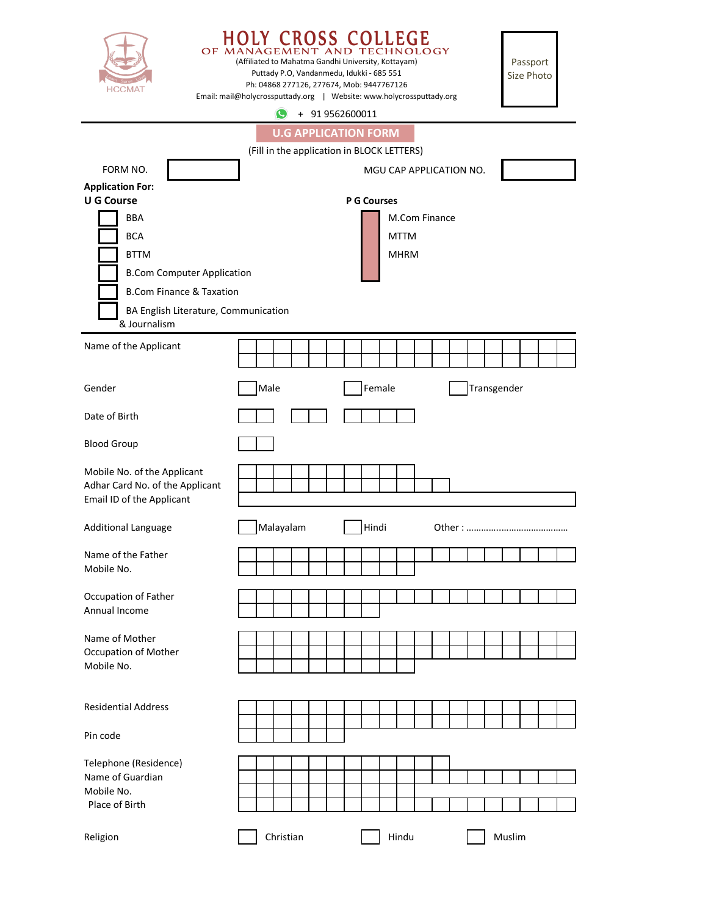# HOLY CROSS COLLEGE
## OF MANAGEMENT AND TECHNOLOGY

HCCMAT

(Affiliated to Mahatma Gandhi University, Kottayam)
Puttady P.O, Vandanmedu, Idukki - 685 551
Ph: 04868 277126, 277674, Mob: 9447767126
Email: mail@holycrossputtady.org | Website: www.holycrossputtady.org
+ 91 9562600011

Passport Size Photo

## U.G APPLICATION FORM

(Fill in the application in BLOCK LETTERS)

FORM NO. ________ MGU CAP APPLICATION NO. ________

**Application For:**

**U G Course**

- ☐ BBA
- ☐ BCA
- ☐ BTTM
- ☐ B.Com Computer Application
- ☐ B.Com Finance & Taxation
- ☐ BA English Literature, Communication & Journalism

**P G Courses**

- M.Com Finance
- MTTM
- MHRM

Name of the Applicant ________

Gender ☐ Male ☐ Female ☐ Transgender

Date of Birth ☐☐ ☐☐ ☐☐☐☐

Blood Group ☐☐

Mobile No. of the Applicant ________

Adhar Card No. of the Applicant ________

Email ID of the Applicant ________

Additional Language ☐ Malayalam ☐ Hindi Other : ..........................................

Name of the Father ________

Mobile No. ________

Occupation of Father ________

Annual Income ________

Name of Mother ________

Occupation of Mother ________

Mobile No. ________

Residential Address ________

Pin code ________

Telephone (Residence) ________

Name of Guardian ________

Mobile No. ________

Place of Birth ________

Religion ☐ Christian ☐ Hindu ☐ Muslim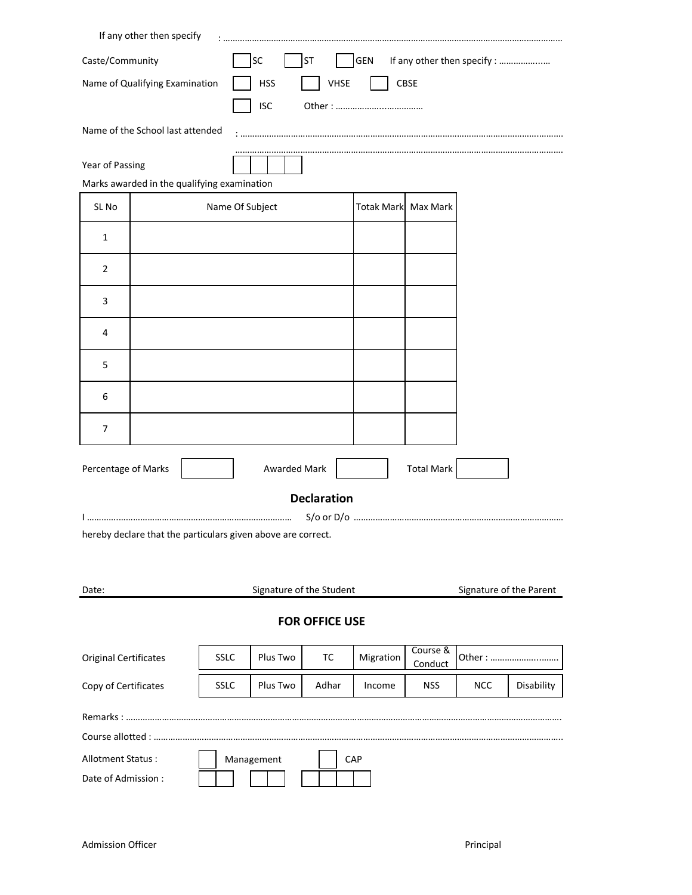If any other then specify : ................................................................................................................................

Caste/Community ☐ SC ☐ ST ☐ GEN If any other then specify : .....................

Name of Qualifying Examination ☐ HSS ☐ VHSE ☐ CBSE

☐ ISC Other : ........................................

Name of the School last attended : ................................................................................................................................

................................................................................................................................

Year of Passing ☐☐☐☐

Marks awarded in the qualifying examination

| SL No | Name Of Subject | Totak Mark | Max Mark |
|---|---|---|---|
| 1 | | | |
| 2 | | | |
| 3 | | | |
| 4 | | | |
| 5 | | | |
| 6 | | | |
| 7 | | | |

Percentage of Marks ☐ Awarded Mark ☐ Total Mark ☐

## Declaration

I ............................................................................... S/o or D/o .....................................................................................

hereby declare that the particulars given above are correct.

Date: Signature of the Student Signature of the Parent

## FOR OFFICE USE

| | | | | | | | |
|---|---|---|---|---|---|---|---|
| Original Certificates | SSLC | Plus Two | TC | Migration | Course & Conduct | Other : ............................. | |
| Copy of Certificates | SSLC | Plus Two | Adhar | Income | NSS | NCC | Disability |

Remarks : ..................................................................................................................................................................

Course allotted : ..........................................................................................................................................................

Allotment Status : ☐ Management ☐ CAP

Date of Admission : ☐☐ ☐☐ ☐☐☐☐

Admission Officer Principal